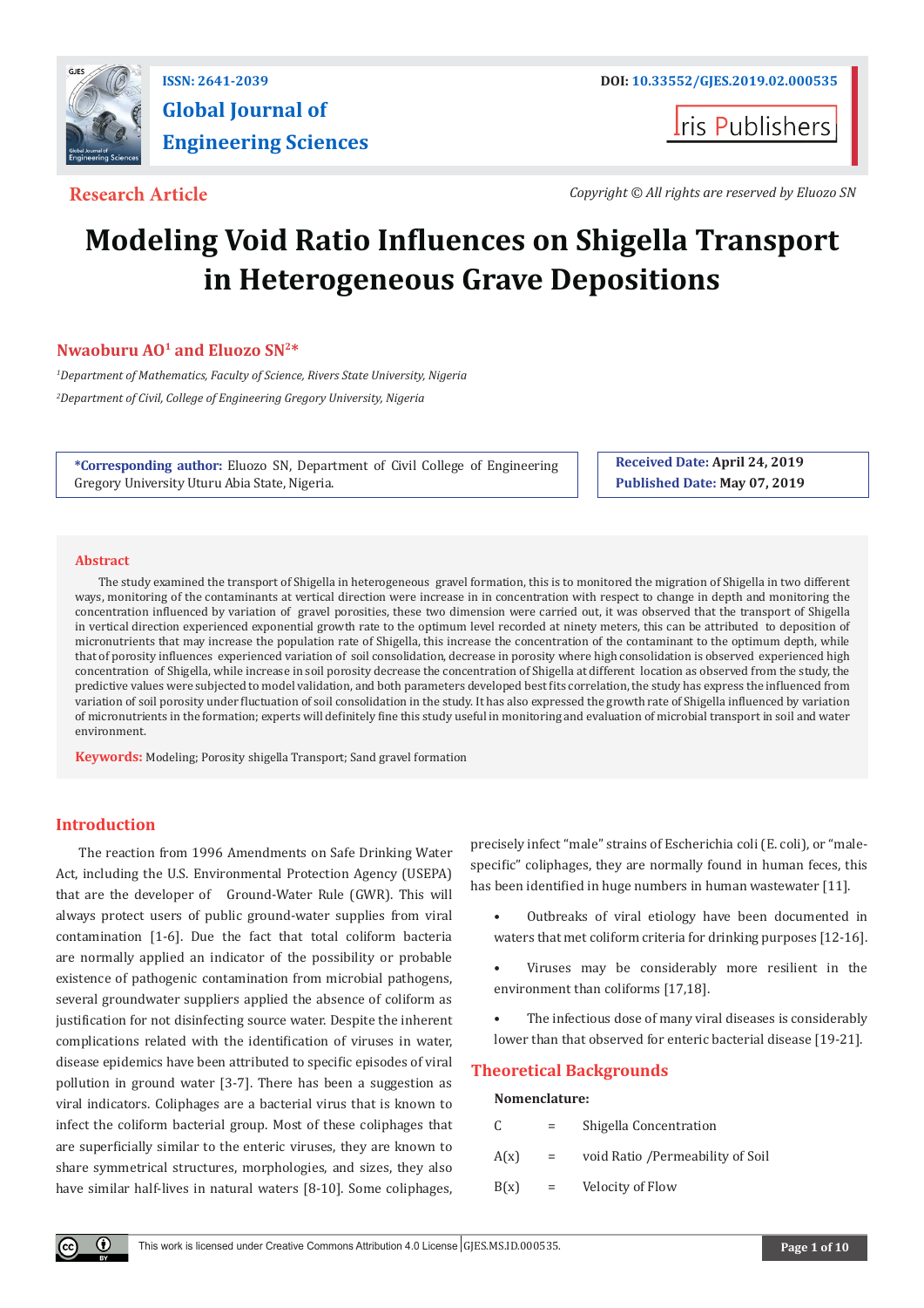ISSN: 2641-2039

# Global Journal of Engineering Sciences

DOI: 10.33552/GJES.2019.02.000535

Iris Publishers

**Research Article**

*Copyright © All rights are reserved by Eluozo SN*

# Modeling Void Ratio Influences on Shigella Transport in Heterogeneous Grave Depositions

**Nwaoburu AO[1] and Eluozo SN[2]\***

*[1]Department of Mathematics, Faculty of Science, Rivers State University, Nigeria*

*[2]Department of Civil, College of Engineering Gregory University, Nigeria*

**\*Corresponding author:** Eluozo SN, Department of Civil College of Engineering Gregory University Uturu Abia State, Nigeria.

**Received Date:** April 24, 2019
**Published Date:** May 07, 2019

## Abstract

The study examined the transport of Shigella in heterogeneous gravel formation, this is to monitored the migration of Shigella in two different ways, monitoring of the contaminants at vertical direction were increase in in concentration with respect to change in depth and monitoring the concentration influenced by variation of gravel porosities, these two dimension were carried out, it was observed that the transport of Shigella in vertical direction experienced exponential growth rate to the optimum level recorded at ninety meters, this can be attributed to deposition of micronutrients that may increase the population rate of Shigella, this increase the concentration of the contaminant to the optimum depth, while that of porosity influences experienced variation of soil consolidation, decrease in porosity where high consolidation is observed experienced high concentration of Shigella, while increase in soil porosity decrease the concentration of Shigella at different location as observed from the study, the predictive values were subjected to model validation, and both parameters developed best fits correlation, the study has express the influenced from variation of soil porosity under fluctuation of soil consolidation in the study. It has also expressed the growth rate of Shigella influenced by variation of micronutrients in the formation; experts will definitely fine this study useful in monitoring and evaluation of microbial transport in soil and water environment.

**Keywords:** Modeling; Porosity shigella Transport; Sand gravel formation

## Introduction

The reaction from 1996 Amendments on Safe Drinking Water Act, including the U.S. Environmental Protection Agency (USEPA) that are the developer of Ground-Water Rule (GWR). This will always protect users of public ground-water supplies from viral contamination [1-6]. Due the fact that total coliform bacteria are normally applied an indicator of the possibility or probable existence of pathogenic contamination from microbial pathogens, several groundwater suppliers applied the absence of coliform as justification for not disinfecting source water. Despite the inherent complications related with the identification of viruses in water, disease epidemics have been attributed to specific episodes of viral pollution in ground water [3-7]. There has been a suggestion as viral indicators. Coliphages are a bacterial virus that is known to infect the coliform bacterial group. Most of these coliphages that are superficially similar to the enteric viruses, they are known to share symmetrical structures, morphologies, and sizes, they also have similar half-lives in natural waters [8-10]. Some coliphages, precisely infect "male" strains of Escherichia coli (E. coli), or "male-specific" coliphages, they are normally found in human feces, this has been identified in huge numbers in human wastewater [11].

- Outbreaks of viral etiology have been documented in waters that met coliform criteria for drinking purposes [12-16].
- Viruses may be considerably more resilient in the environment than coliforms [17,18].
- The infectious dose of many viral diseases is considerably lower than that observed for enteric bacterial disease [19-21].

## Theoretical Backgrounds

**Nomenclature:**

| | | |
|---|---|---|
| C | = | Shigella Concentration |
| A(x) | = | void Ratio /Permeability of Soil |
| B(x) | = | Velocity of Flow |

This work is licensed under Creative Commons Attribution 4.0 License GJES.MS.ID.000535.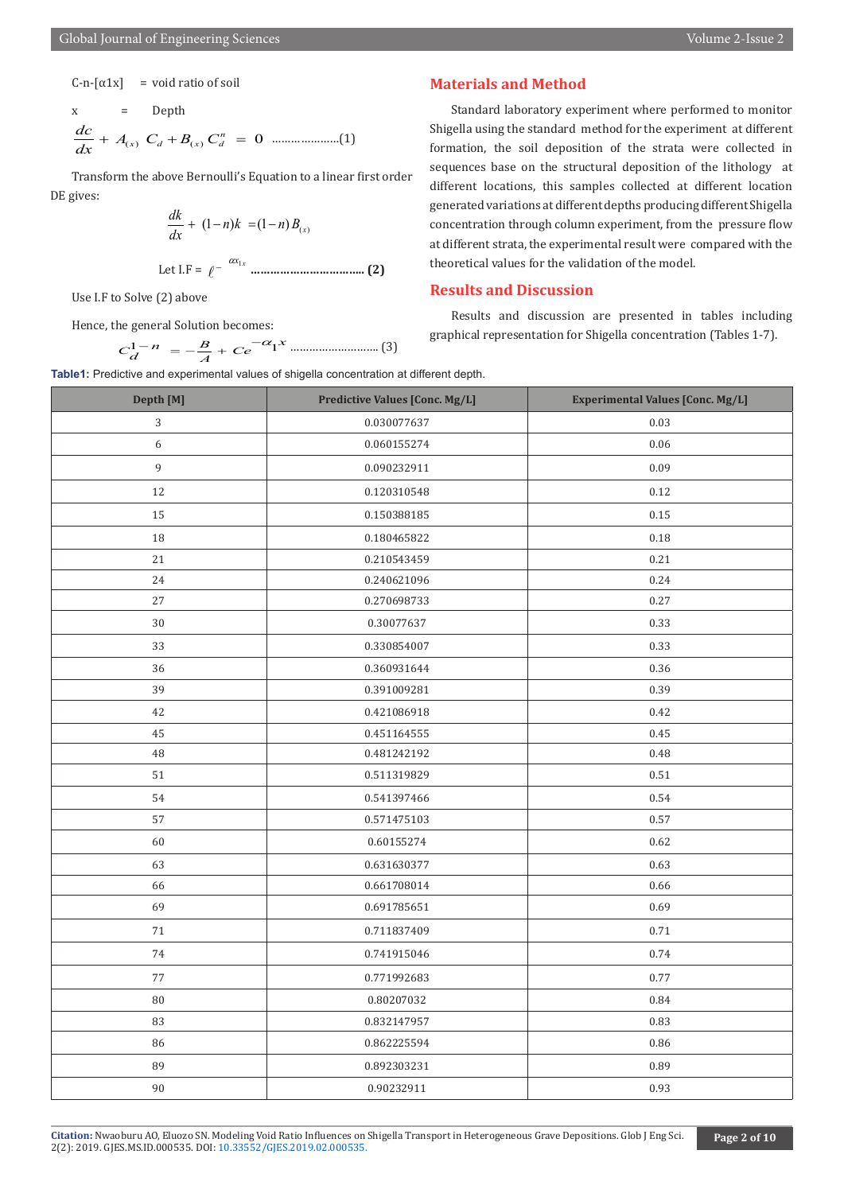C-n-[α1x] = void ratio of soil

x = Depth

$$\frac{dc}{dx} + A_{(x)}\, C_d + B_{(x)}\, C_d^n = 0 \quad \text{.....................(1)}$$

Transform the above Bernoulli's Equation to a linear first order DE gives:

$$\frac{dk}{dx} + (1-n)k = (1-n)B_{(x)}$$

$$\text{Let I.F} = \ell^{-\alpha x_{1x}} \quad \text{.................................... (2)}$$

Use I.F to Solve (2) above

Hence, the general Solution becomes:

$$C_d^{1-n} = -\frac{B}{A} + Ce^{-\alpha_1 x} \quad \text{........................... (3)}$$

## Materials and Method

Standard laboratory experiment where performed to monitor Shigella using the standard method for the experiment at different formation, the soil deposition of the strata were collected in sequences base on the structural deposition of the lithology at different locations, this samples collected at different location generated variations at different depths producing different Shigella concentration through column experiment, from the pressure flow at different strata, the experimental result were compared with the theoretical values for the validation of the model.

## Results and Discussion

Results and discussion are presented in tables including graphical representation for Shigella concentration (Tables 1-7).

**Table1:** Predictive and experimental values of shigella concentration at different depth.

| Depth [M] | Predictive Values [Conc. Mg/L] | Experimental Values [Conc. Mg/L] |
|---|---|---|
| 3 | 0.030077637 | 0.03 |
| 6 | 0.060155274 | 0.06 |
| 9 | 0.090232911 | 0.09 |
| 12 | 0.120310548 | 0.12 |
| 15 | 0.150388185 | 0.15 |
| 18 | 0.180465822 | 0.18 |
| 21 | 0.210543459 | 0.21 |
| 24 | 0.240621096 | 0.24 |
| 27 | 0.270698733 | 0.27 |
| 30 | 0.30077637 | 0.33 |
| 33 | 0.330854007 | 0.33 |
| 36 | 0.360931644 | 0.36 |
| 39 | 0.391009281 | 0.39 |
| 42 | 0.421086918 | 0.42 |
| 45 | 0.451164555 | 0.45 |
| 48 | 0.481242192 | 0.48 |
| 51 | 0.511319829 | 0.51 |
| 54 | 0.541397466 | 0.54 |
| 57 | 0.571475103 | 0.57 |
| 60 | 0.60155274 | 0.62 |
| 63 | 0.631630377 | 0.63 |
| 66 | 0.661708014 | 0.66 |
| 69 | 0.691785651 | 0.69 |
| 71 | 0.711837409 | 0.71 |
| 74 | 0.741915046 | 0.74 |
| 77 | 0.771992683 | 0.77 |
| 80 | 0.80207032 | 0.84 |
| 83 | 0.832147957 | 0.83 |
| 86 | 0.862225594 | 0.86 |
| 89 | 0.892303231 | 0.89 |
| 90 | 0.90232911 | 0.93 |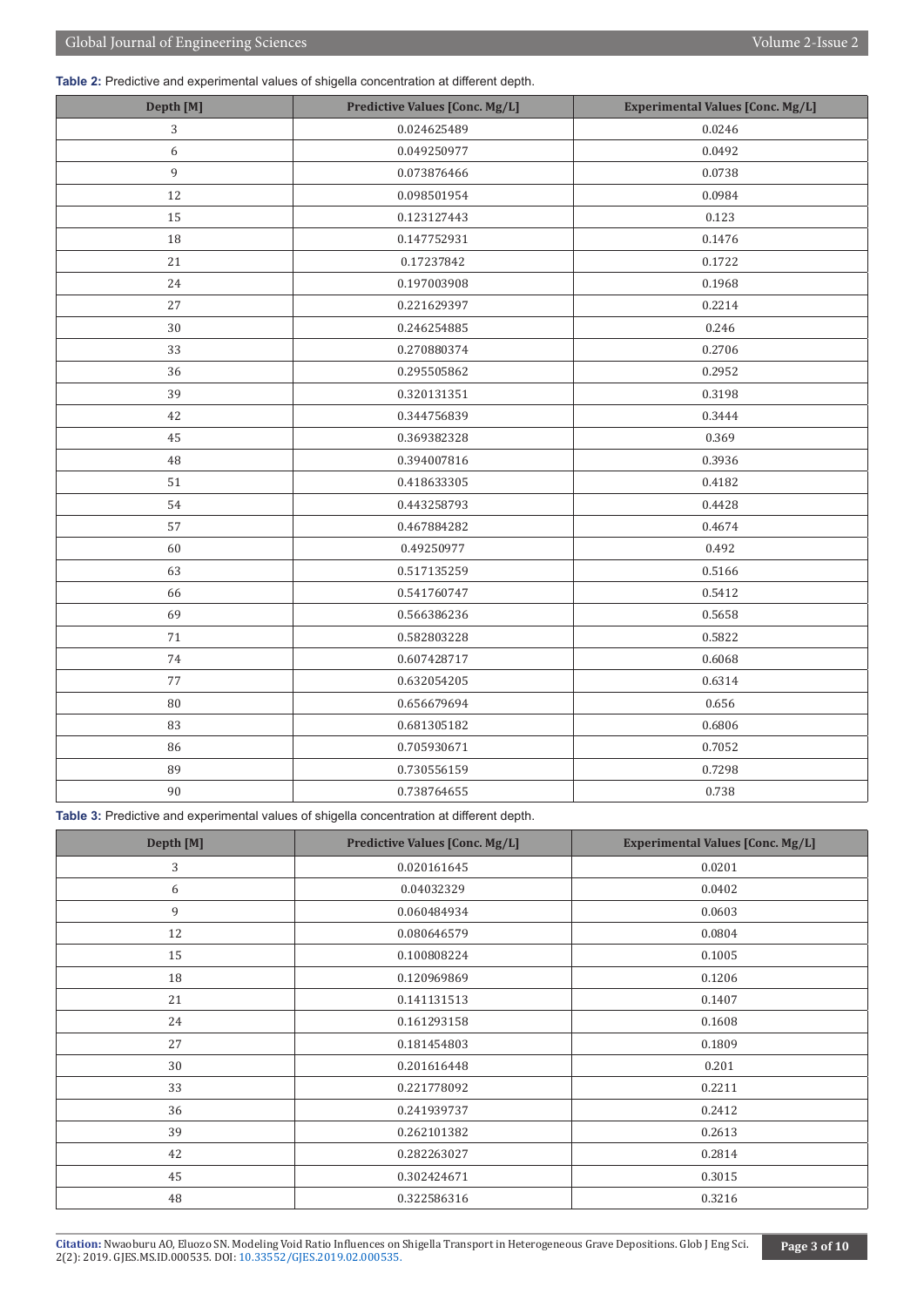**Table 2:** Predictive and experimental values of shigella concentration at different depth.

| Depth [M] | Predictive Values [Conc. Mg/L] | Experimental Values [Conc. Mg/L] |
|---|---|---|
| 3 | 0.024625489 | 0.0246 |
| 6 | 0.049250977 | 0.0492 |
| 9 | 0.073876466 | 0.0738 |
| 12 | 0.098501954 | 0.0984 |
| 15 | 0.123127443 | 0.123 |
| 18 | 0.147752931 | 0.1476 |
| 21 | 0.17237842 | 0.1722 |
| 24 | 0.197003908 | 0.1968 |
| 27 | 0.221629397 | 0.2214 |
| 30 | 0.246254885 | 0.246 |
| 33 | 0.270880374 | 0.2706 |
| 36 | 0.295505862 | 0.2952 |
| 39 | 0.320131351 | 0.3198 |
| 42 | 0.344756839 | 0.3444 |
| 45 | 0.369382328 | 0.369 |
| 48 | 0.394007816 | 0.3936 |
| 51 | 0.418633305 | 0.4182 |
| 54 | 0.443258793 | 0.4428 |
| 57 | 0.467884282 | 0.4674 |
| 60 | 0.49250977 | 0.492 |
| 63 | 0.517135259 | 0.5166 |
| 66 | 0.541760747 | 0.5412 |
| 69 | 0.566386236 | 0.5658 |
| 71 | 0.582803228 | 0.5822 |
| 74 | 0.607428717 | 0.6068 |
| 77 | 0.632054205 | 0.6314 |
| 80 | 0.656679694 | 0.656 |
| 83 | 0.681305182 | 0.6806 |
| 86 | 0.705930671 | 0.7052 |
| 89 | 0.730556159 | 0.7298 |
| 90 | 0.738764655 | 0.738 |

**Table 3:** Predictive and experimental values of shigella concentration at different depth.

| Depth [M] | Predictive Values [Conc. Mg/L] | Experimental Values [Conc. Mg/L] |
|---|---|---|
| 3 | 0.020161645 | 0.0201 |
| 6 | 0.04032329 | 0.0402 |
| 9 | 0.060484934 | 0.0603 |
| 12 | 0.080646579 | 0.0804 |
| 15 | 0.100808224 | 0.1005 |
| 18 | 0.120969869 | 0.1206 |
| 21 | 0.141131513 | 0.1407 |
| 24 | 0.161293158 | 0.1608 |
| 27 | 0.181454803 | 0.1809 |
| 30 | 0.201616448 | 0.201 |
| 33 | 0.221778092 | 0.2211 |
| 36 | 0.241939737 | 0.2412 |
| 39 | 0.262101382 | 0.2613 |
| 42 | 0.282263027 | 0.2814 |
| 45 | 0.302424671 | 0.3015 |
| 48 | 0.322586316 | 0.3216 |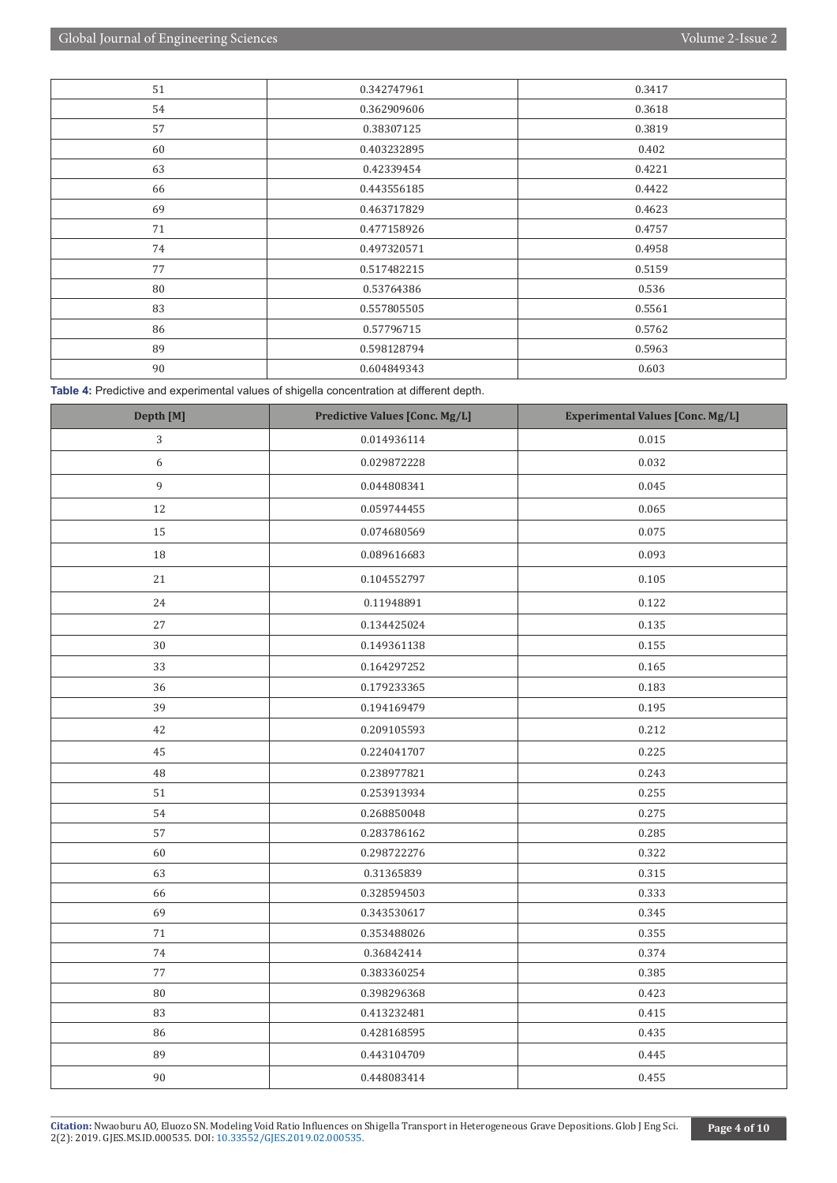| | | |
|---|---|---|
| 51 | 0.342747961 | 0.3417 |
| 54 | 0.362909606 | 0.3618 |
| 57 | 0.38307125 | 0.3819 |
| 60 | 0.403232895 | 0.402 |
| 63 | 0.42339454 | 0.4221 |
| 66 | 0.443556185 | 0.4422 |
| 69 | 0.463717829 | 0.4623 |
| 71 | 0.477158926 | 0.4757 |
| 74 | 0.497320571 | 0.4958 |
| 77 | 0.517482215 | 0.5159 |
| 80 | 0.53764386 | 0.536 |
| 83 | 0.557805505 | 0.5561 |
| 86 | 0.57796715 | 0.5762 |
| 89 | 0.598128794 | 0.5963 |
| 90 | 0.604849343 | 0.603 |

**Table 4:** Predictive and experimental values of shigella concentration at different depth.

| Depth [M] | Predictive Values [Conc. Mg/L] | Experimental Values [Conc. Mg/L] |
|---|---|---|
| 3 | 0.014936114 | 0.015 |
| 6 | 0.029872228 | 0.032 |
| 9 | 0.044808341 | 0.045 |
| 12 | 0.059744455 | 0.065 |
| 15 | 0.074680569 | 0.075 |
| 18 | 0.089616683 | 0.093 |
| 21 | 0.104552797 | 0.105 |
| 24 | 0.11948891 | 0.122 |
| 27 | 0.134425024 | 0.135 |
| 30 | 0.149361138 | 0.155 |
| 33 | 0.164297252 | 0.165 |
| 36 | 0.179233365 | 0.183 |
| 39 | 0.194169479 | 0.195 |
| 42 | 0.209105593 | 0.212 |
| 45 | 0.224041707 | 0.225 |
| 48 | 0.238977821 | 0.243 |
| 51 | 0.253913934 | 0.255 |
| 54 | 0.268850048 | 0.275 |
| 57 | 0.283786162 | 0.285 |
| 60 | 0.298722276 | 0.322 |
| 63 | 0.31365839 | 0.315 |
| 66 | 0.328594503 | 0.333 |
| 69 | 0.343530617 | 0.345 |
| 71 | 0.353488026 | 0.355 |
| 74 | 0.36842414 | 0.374 |
| 77 | 0.383360254 | 0.385 |
| 80 | 0.398296368 | 0.423 |
| 83 | 0.413232481 | 0.415 |
| 86 | 0.428168595 | 0.435 |
| 89 | 0.443104709 | 0.445 |
| 90 | 0.448083414 | 0.455 |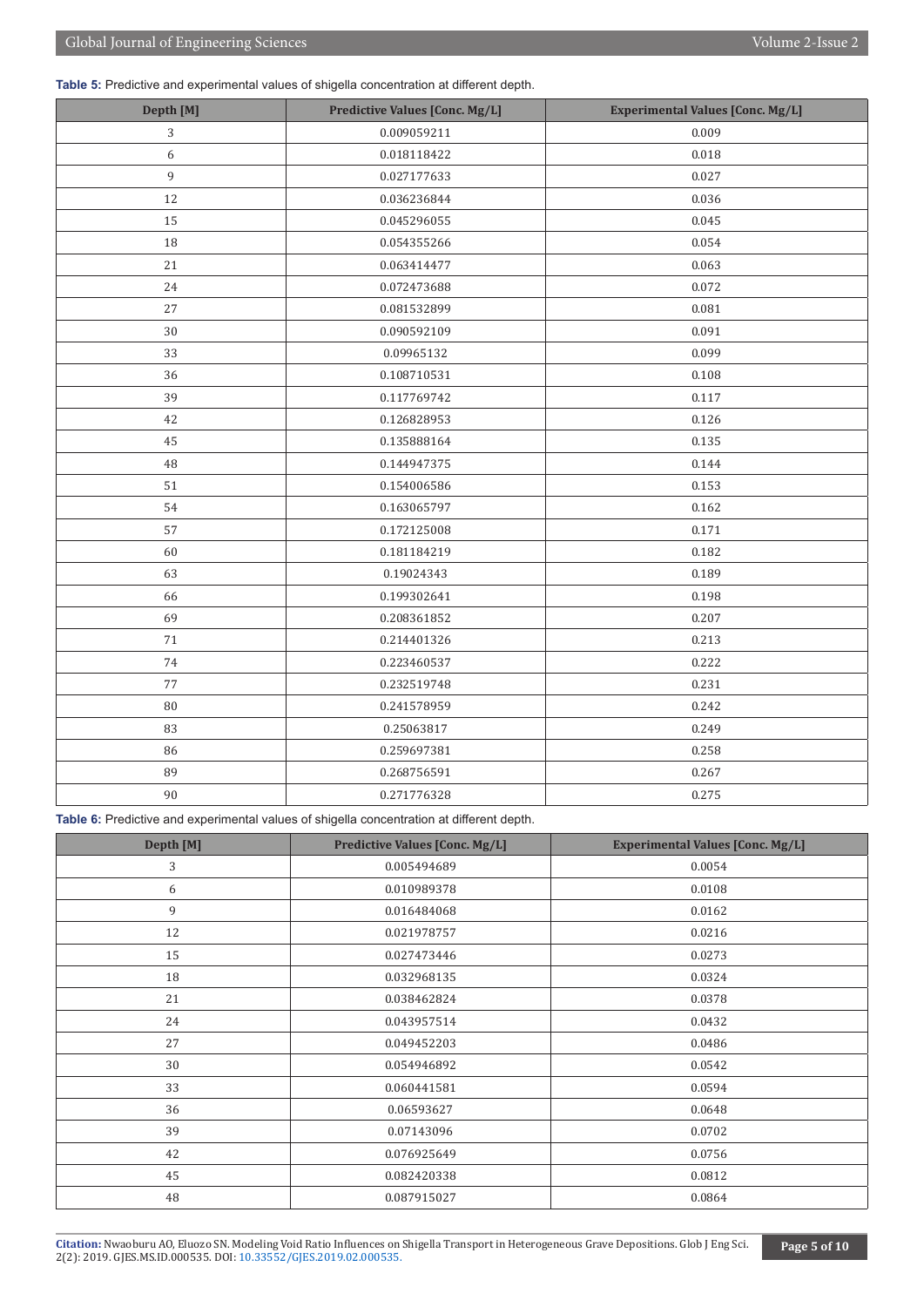**Table 5:** Predictive and experimental values of shigella concentration at different depth.

| Depth [M] | Predictive Values [Conc. Mg/L] | Experimental Values [Conc. Mg/L] |
|---|---|---|
| 3 | 0.009059211 | 0.009 |
| 6 | 0.018118422 | 0.018 |
| 9 | 0.027177633 | 0.027 |
| 12 | 0.036236844 | 0.036 |
| 15 | 0.045296055 | 0.045 |
| 18 | 0.054355266 | 0.054 |
| 21 | 0.063414477 | 0.063 |
| 24 | 0.072473688 | 0.072 |
| 27 | 0.081532899 | 0.081 |
| 30 | 0.090592109 | 0.091 |
| 33 | 0.09965132 | 0.099 |
| 36 | 0.108710531 | 0.108 |
| 39 | 0.117769742 | 0.117 |
| 42 | 0.126828953 | 0.126 |
| 45 | 0.135888164 | 0.135 |
| 48 | 0.144947375 | 0.144 |
| 51 | 0.154006586 | 0.153 |
| 54 | 0.163065797 | 0.162 |
| 57 | 0.172125008 | 0.171 |
| 60 | 0.181184219 | 0.182 |
| 63 | 0.19024343 | 0.189 |
| 66 | 0.199302641 | 0.198 |
| 69 | 0.208361852 | 0.207 |
| 71 | 0.214401326 | 0.213 |
| 74 | 0.223460537 | 0.222 |
| 77 | 0.232519748 | 0.231 |
| 80 | 0.241578959 | 0.242 |
| 83 | 0.25063817 | 0.249 |
| 86 | 0.259697381 | 0.258 |
| 89 | 0.268756591 | 0.267 |
| 90 | 0.271776328 | 0.275 |

**Table 6:** Predictive and experimental values of shigella concentration at different depth.

| Depth [M] | Predictive Values [Conc. Mg/L] | Experimental Values [Conc. Mg/L] |
|---|---|---|
| 3 | 0.005494689 | 0.0054 |
| 6 | 0.010989378 | 0.0108 |
| 9 | 0.016484068 | 0.0162 |
| 12 | 0.021978757 | 0.0216 |
| 15 | 0.027473446 | 0.0273 |
| 18 | 0.032968135 | 0.0324 |
| 21 | 0.038462824 | 0.0378 |
| 24 | 0.043957514 | 0.0432 |
| 27 | 0.049452203 | 0.0486 |
| 30 | 0.054946892 | 0.0542 |
| 33 | 0.060441581 | 0.0594 |
| 36 | 0.06593627 | 0.0648 |
| 39 | 0.07143096 | 0.0702 |
| 42 | 0.076925649 | 0.0756 |
| 45 | 0.082420338 | 0.0812 |
| 48 | 0.087915027 | 0.0864 |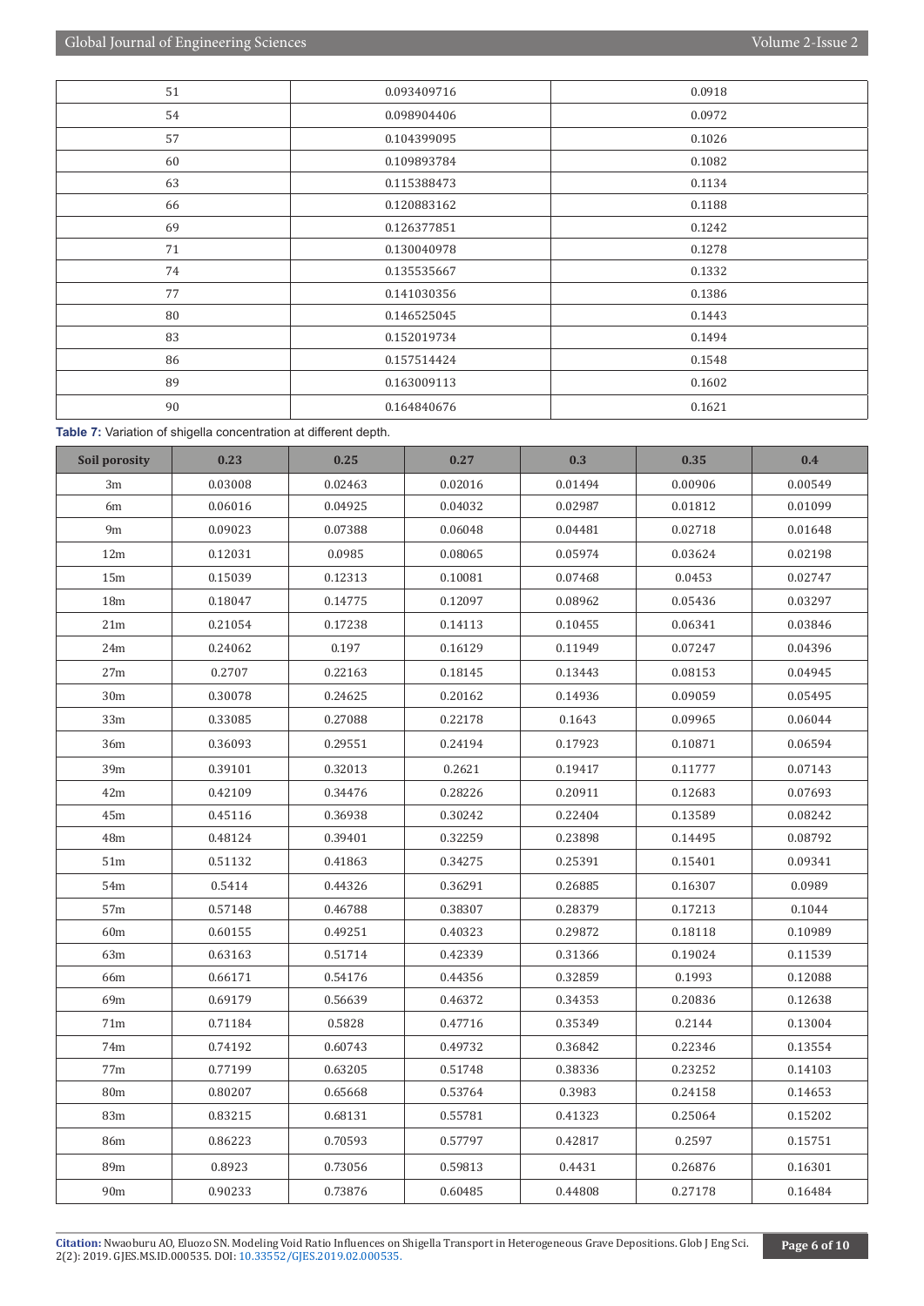| | | |
|---|---|---|
| 51 | 0.093409716 | 0.0918 |
| 54 | 0.098904406 | 0.0972 |
| 57 | 0.104399095 | 0.1026 |
| 60 | 0.109893784 | 0.1082 |
| 63 | 0.115388473 | 0.1134 |
| 66 | 0.120883162 | 0.1188 |
| 69 | 0.126377851 | 0.1242 |
| 71 | 0.130040978 | 0.1278 |
| 74 | 0.135535667 | 0.1332 |
| 77 | 0.141030356 | 0.1386 |
| 80 | 0.146525045 | 0.1443 |
| 83 | 0.152019734 | 0.1494 |
| 86 | 0.157514424 | 0.1548 |
| 89 | 0.163009113 | 0.1602 |
| 90 | 0.164840676 | 0.1621 |

**Table 7:** Variation of shigella concentration at different depth.

| Soil porosity | 0.23 | 0.25 | 0.27 | 0.3 | 0.35 | 0.4 |
|---|---|---|---|---|---|---|
| 3m | 0.03008 | 0.02463 | 0.02016 | 0.01494 | 0.00906 | 0.00549 |
| 6m | 0.06016 | 0.04925 | 0.04032 | 0.02987 | 0.01812 | 0.01099 |
| 9m | 0.09023 | 0.07388 | 0.06048 | 0.04481 | 0.02718 | 0.01648 |
| 12m | 0.12031 | 0.0985 | 0.08065 | 0.05974 | 0.03624 | 0.02198 |
| 15m | 0.15039 | 0.12313 | 0.10081 | 0.07468 | 0.0453 | 0.02747 |
| 18m | 0.18047 | 0.14775 | 0.12097 | 0.08962 | 0.05436 | 0.03297 |
| 21m | 0.21054 | 0.17238 | 0.14113 | 0.10455 | 0.06341 | 0.03846 |
| 24m | 0.24062 | 0.197 | 0.16129 | 0.11949 | 0.07247 | 0.04396 |
| 27m | 0.2707 | 0.22163 | 0.18145 | 0.13443 | 0.08153 | 0.04945 |
| 30m | 0.30078 | 0.24625 | 0.20162 | 0.14936 | 0.09059 | 0.05495 |
| 33m | 0.33085 | 0.27088 | 0.22178 | 0.1643 | 0.09965 | 0.06044 |
| 36m | 0.36093 | 0.29551 | 0.24194 | 0.17923 | 0.10871 | 0.06594 |
| 39m | 0.39101 | 0.32013 | 0.2621 | 0.19417 | 0.11777 | 0.07143 |
| 42m | 0.42109 | 0.34476 | 0.28226 | 0.20911 | 0.12683 | 0.07693 |
| 45m | 0.45116 | 0.36938 | 0.30242 | 0.22404 | 0.13589 | 0.08242 |
| 48m | 0.48124 | 0.39401 | 0.32259 | 0.23898 | 0.14495 | 0.08792 |
| 51m | 0.51132 | 0.41863 | 0.34275 | 0.25391 | 0.15401 | 0.09341 |
| 54m | 0.5414 | 0.44326 | 0.36291 | 0.26885 | 0.16307 | 0.0989 |
| 57m | 0.57148 | 0.46788 | 0.38307 | 0.28379 | 0.17213 | 0.1044 |
| 60m | 0.60155 | 0.49251 | 0.40323 | 0.29872 | 0.18118 | 0.10989 |
| 63m | 0.63163 | 0.51714 | 0.42339 | 0.31366 | 0.19024 | 0.11539 |
| 66m | 0.66171 | 0.54176 | 0.44356 | 0.32859 | 0.1993 | 0.12088 |
| 69m | 0.69179 | 0.56639 | 0.46372 | 0.34353 | 0.20836 | 0.12638 |
| 71m | 0.71184 | 0.5828 | 0.47716 | 0.35349 | 0.2144 | 0.13004 |
| 74m | 0.74192 | 0.60743 | 0.49732 | 0.36842 | 0.22346 | 0.13554 |
| 77m | 0.77199 | 0.63205 | 0.51748 | 0.38336 | 0.23252 | 0.14103 |
| 80m | 0.80207 | 0.65668 | 0.53764 | 0.3983 | 0.24158 | 0.14653 |
| 83m | 0.83215 | 0.68131 | 0.55781 | 0.41323 | 0.25064 | 0.15202 |
| 86m | 0.86223 | 0.70593 | 0.57797 | 0.42817 | 0.2597 | 0.15751 |
| 89m | 0.8923 | 0.73056 | 0.59813 | 0.4431 | 0.26876 | 0.16301 |
| 90m | 0.90233 | 0.73876 | 0.60485 | 0.44808 | 0.27178 | 0.16484 |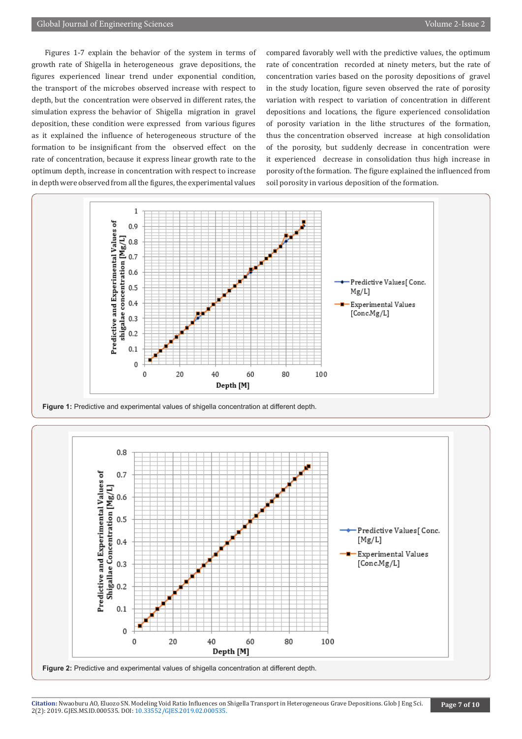Figures 1-7 explain the behavior of the system in terms of growth rate of Shigella in heterogeneous grave depositions, the figures experienced linear trend under exponential condition, the transport of the microbes observed increase with respect to depth, but the concentration were observed in different rates, the simulation express the behavior of Shigella migration in gravel deposition, these condition were expressed from various figures as it explained the influence of heterogeneous structure of the formation to be insignificant from the observed effect on the rate of concentration, because it express linear growth rate to the optimum depth, increase in concentration with respect to increase in depth were observed from all the figures, the experimental values compared favorably well with the predictive values, the optimum rate of concentration recorded at ninety meters, but the rate of concentration varies based on the porosity depositions of gravel in the study location, figure seven observed the rate of porosity variation with respect to variation of concentration in different depositions and locations, the figure experienced consolidation of porosity variation in the lithe structures of the formation, thus the concentration observed increase at high consolidation of the porosity, but suddenly decrease in concentration were it experienced decrease in consolidation thus high increase in porosity of the formation. The figure explained the influenced from soil porosity in various deposition of the formation.

**Figure 1:** Predictive and experimental values of shigella concentration at different depth.

**Figure 2:** Predictive and experimental values of shigella concentration at different depth.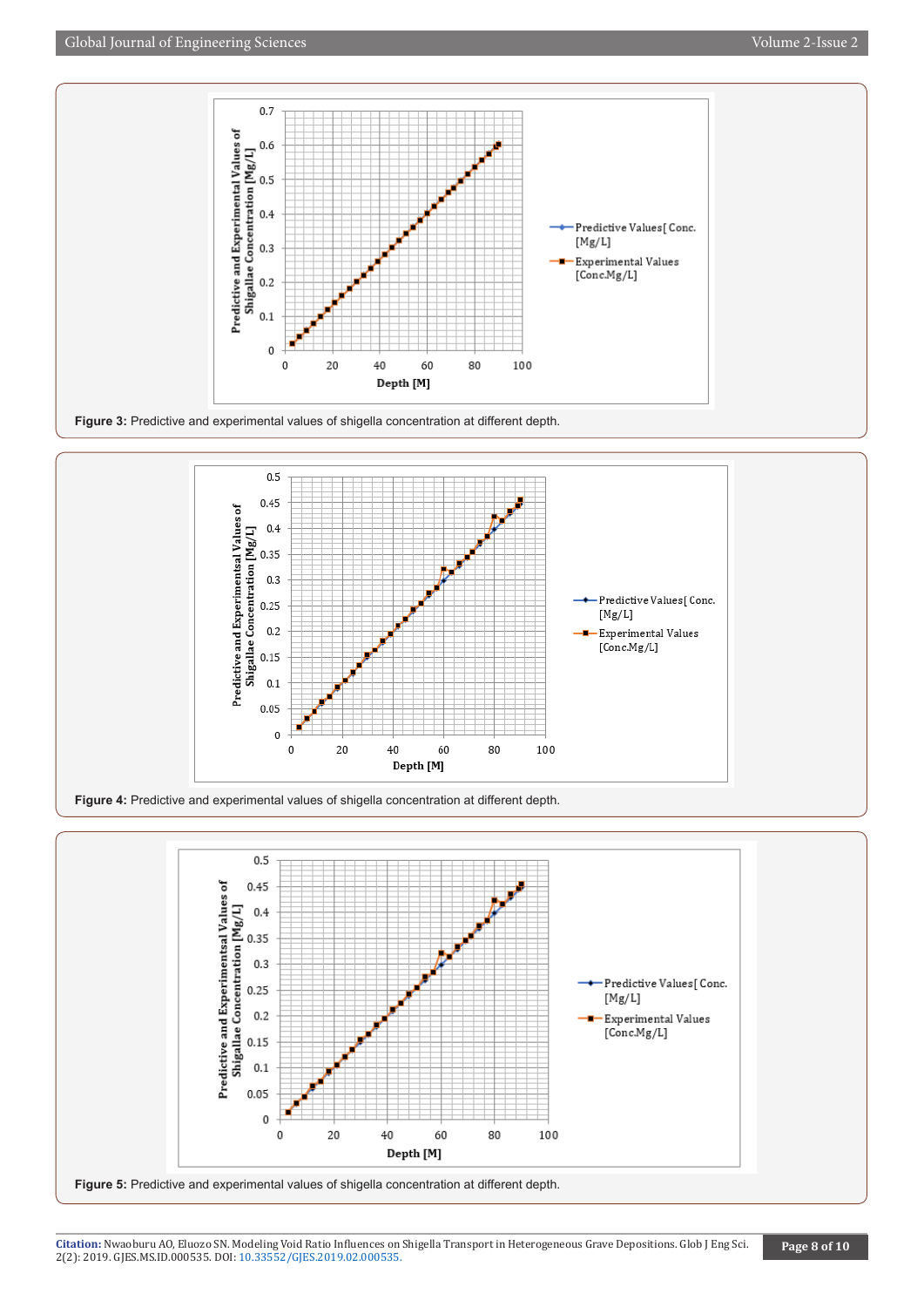Figure 3: Predictive and experimental values of shigella concentration at different depth.

Figure 4: Predictive and experimental values of shigella concentration at different depth.

Figure 5: Predictive and experimental values of shigella concentration at different depth.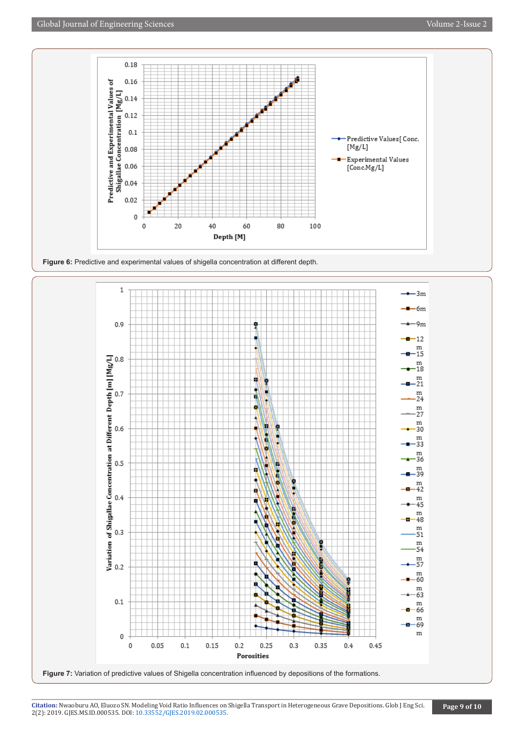Figure 6: Predictive and experimental values of shigella concentration at different depth.

Figure 7: Variation of predictive values of Shigella concentration influenced by depositions of the formations.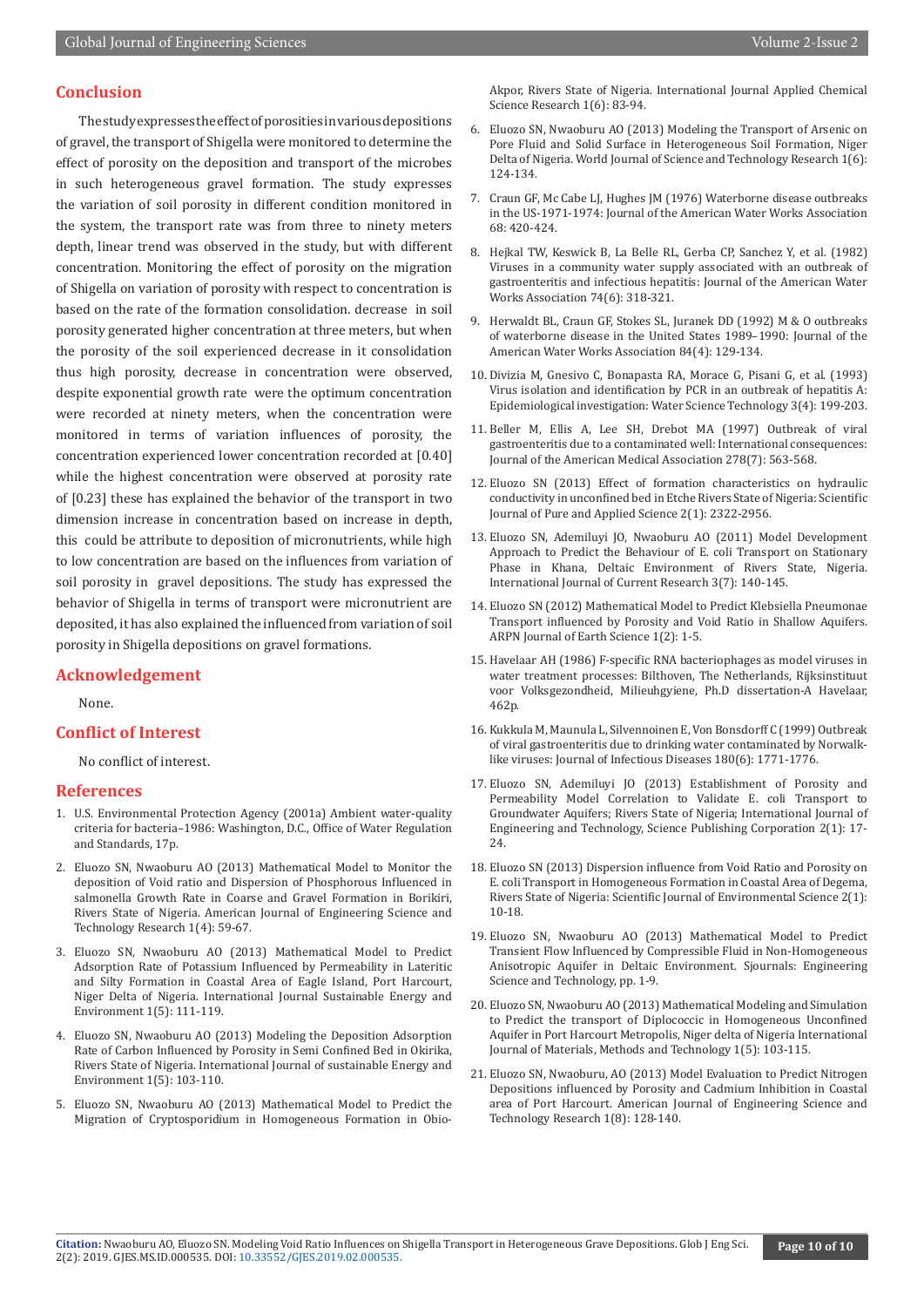## Conclusion

The study expresses the effect of porosities in various depositions of gravel, the transport of Shigella were monitored to determine the effect of porosity on the deposition and transport of the microbes in such heterogeneous gravel formation. The study expresses the variation of soil porosity in different condition monitored in the system, the transport rate was from three to ninety meters depth, linear trend was observed in the study, but with different concentration. Monitoring the effect of porosity on the migration of Shigella on variation of porosity with respect to concentration is based on the rate of the formation consolidation. decrease in soil porosity generated higher concentration at three meters, but when the porosity of the soil experienced decrease in it consolidation thus high porosity, decrease in concentration were observed, despite exponential growth rate were the optimum concentration were recorded at ninety meters, when the concentration were monitored in terms of variation influences of porosity, the concentration experienced lower concentration recorded at [0.40] while the highest concentration were observed at porosity rate of [0.23] these has explained the behavior of the transport in two dimension increase in concentration based on increase in depth, this could be attribute to deposition of micronutrients, while high to low concentration are based on the influences from variation of soil porosity in gravel depositions. The study has expressed the behavior of Shigella in terms of transport were micronutrient are deposited, it has also explained the influenced from variation of soil porosity in Shigella depositions on gravel formations.

## Acknowledgement

None.

## Conflict of Interest

No conflict of interest.

## References

1. U.S. Environmental Protection Agency (2001a) Ambient water-quality criteria for bacteria–1986: Washington, D.C., Office of Water Regulation and Standards, 17p.
2. Eluozo SN, Nwaoburu AO (2013) Mathematical Model to Monitor the deposition of Void ratio and Dispersion of Phosphorous Influenced in salmonella Growth Rate in Coarse and Gravel Formation in Borikiri, Rivers State of Nigeria. American Journal of Engineering Science and Technology Research 1(4): 59-67.
3. Eluozo SN, Nwaoburu AO (2013) Mathematical Model to Predict Adsorption Rate of Potassium Influenced by Permeability in Lateritic and Silty Formation in Coastal Area of Eagle Island, Port Harcourt, Niger Delta of Nigeria. International Journal Sustainable Energy and Environment 1(5): 111-119.
4. Eluozo SN, Nwaoburu AO (2013) Modeling the Deposition Adsorption Rate of Carbon Influenced by Porosity in Semi Confined Bed in Okirika, Rivers State of Nigeria. International Journal of sustainable Energy and Environment 1(5): 103-110.
5. Eluozo SN, Nwaoburu AO (2013) Mathematical Model to Predict the Migration of Cryptosporidium in Homogeneous Formation in Obio-Akpor, Rivers State of Nigeria. International Journal Applied Chemical Science Research 1(6): 83-94.
6. Eluozo SN, Nwaoburu AO (2013) Modeling the Transport of Arsenic on Pore Fluid and Solid Surface in Heterogeneous Soil Formation, Niger Delta of Nigeria. World Journal of Science and Technology Research 1(6): 124-134.
7. Craun GF, Mc Cabe LJ, Hughes JM (1976) Waterborne disease outbreaks in the US-1971-1974: Journal of the American Water Works Association 68: 420-424.
8. Hejkal TW, Keswick B, La Belle RL, Gerba CP, Sanchez Y, et al. (1982) Viruses in a community water supply associated with an outbreak of gastroenteritis and infectious hepatitis: Journal of the American Water Works Association 74(6): 318-321.
9. Herwaldt BL, Craun GF, Stokes SL, Juranek DD (1992) M & O outbreaks of waterborne disease in the United States 1989–1990: Journal of the American Water Works Association 84(4): 129-134.
10. Divizia M, Gnesivo C, Bonapasta RA, Morace G, Pisani G, et al. (1993) Virus isolation and identification by PCR in an outbreak of hepatitis A: Epidemiological investigation: Water Science Technology 3(4): 199-203.
11. Beller M, Ellis A, Lee SH, Drebot MA (1997) Outbreak of viral gastroenteritis due to a contaminated well: International consequences: Journal of the American Medical Association 278(7): 563-568.
12. Eluozo SN (2013) Effect of formation characteristics on hydraulic conductivity in unconfined bed in Etche Rivers State of Nigeria: Scientific Journal of Pure and Applied Science 2(1): 2322-2956.
13. Eluozo SN, Ademiluyi JO, Nwaoburu AO (2011) Model Development Approach to Predict the Behaviour of E. coli Transport on Stationary Phase in Khana, Deltaic Environment of Rivers State, Nigeria. International Journal of Current Research 3(7): 140-145.
14. Eluozo SN (2012) Mathematical Model to Predict Klebsiella Pneumonae Transport influenced by Porosity and Void Ratio in Shallow Aquifers. ARPN Journal of Earth Science 1(2): 1-5.
15. Havelaar AH (1986) F-specific RNA bacteriophages as model viruses in water treatment processes: Bilthoven, The Netherlands, Rijksinstituut voor Volksgezondheid, Milieuhygiene, Ph.D dissertation-A Havelaar, 462p.
16. Kukkula M, Maunula L, Silvennoinen E, Von Bonsdorff C (1999) Outbreak of viral gastroenteritis due to drinking water contaminated by Norwalk-like viruses: Journal of Infectious Diseases 180(6): 1771-1776.
17. Eluozo SN, Ademiluyi JO (2013) Establishment of Porosity and Permeability Model Correlation to Validate E. coli Transport to Groundwater Aquifers; Rivers State of Nigeria; International Journal of Engineering and Technology, Science Publishing Corporation 2(1): 17-24.
18. Eluozo SN (2013) Dispersion influence from Void Ratio and Porosity on E. coli Transport in Homogeneous Formation in Coastal Area of Degema, Rivers State of Nigeria: Scientific Journal of Environmental Science 2(1): 10-18.
19. Eluozo SN, Nwaoburu AO (2013) Mathematical Model to Predict Transient Flow Influenced by Compressible Fluid in Non-Homogeneous Anisotropic Aquifer in Deltaic Environment. Sjournals: Engineering Science and Technology, pp. 1-9.
20. Eluozo SN, Nwaoburu AO (2013) Mathematical Modeling and Simulation to Predict the transport of Diplococcic in Homogeneous Unconfined Aquifer in Port Harcourt Metropolis, Niger delta of Nigeria International Journal of Materials, Methods and Technology 1(5): 103-115.
21. Eluozo SN, Nwaoburu, AO (2013) Model Evaluation to Predict Nitrogen Depositions influenced by Porosity and Cadmium Inhibition in Coastal area of Port Harcourt. American Journal of Engineering Science and Technology Research 1(8): 128-140.